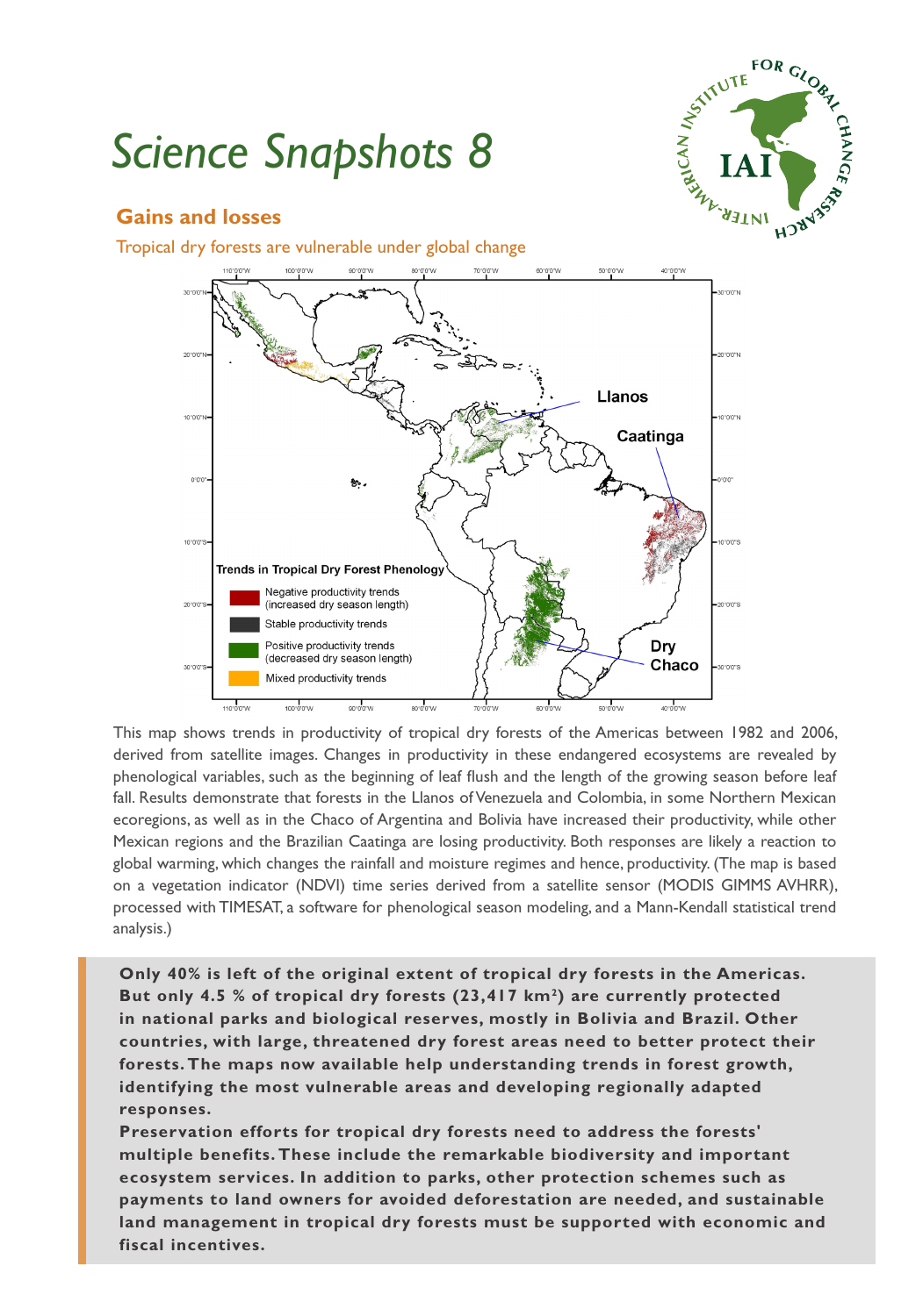# Science Snapshots 8

## Gains and losses

Tropical dry forests are vulnerable under global change

This map shows trends in productivity of tropical dry forests of the Americas between 1982 and 2006, derived from satellite images. Changes in productivity in these endangered ecosystems are revealed by phenological variables, such as the beginning of leaf flush and the length of the growing season before leaf fall. Results demonstrate that forests in the Llanos of Venezuela and Colombia, in some Northern Mexican ecoregions, as well as in the Chaco of Argentina and Bolivia have increased their productivity, while other Mexican regions and the Brazilian Caatinga are losing productivity. Both responses are likely a reaction to global warming, which changes the rainfall and moisture regimes and hence, productivity. (The map is based on a vegetation indicator (NDVI) time series derived from a satellite sensor (MODIS GIMMS AVHRR), processed with TIMESAT, a software for phenological season modeling, and a Mann-Kendall statistical trend analysis.)

**Only 40% is left of the original extent of tropical dry forests in the Americas. But only 4.5 % of tropical dry forests (23,417 km²) are currently protected in national parks and biological reserves, mostly in Bolivia and Brazil. Other countries, with large, threatened dry forest areas need to better protect their forests. The maps now available help understanding trends in forest growth, identifying the most vulnerable areas and developing regionally adapted responses.**

**Preservation efforts for tropical dry forests need to address the forests' multiple benefits. These include the remarkable biodiversity and important ecosystem services. In addition to parks, other protection schemes such as payments to land owners for avoided deforestation are needed, and sustainable land management in tropical dry forests must be supported with economic and fiscal incentives.**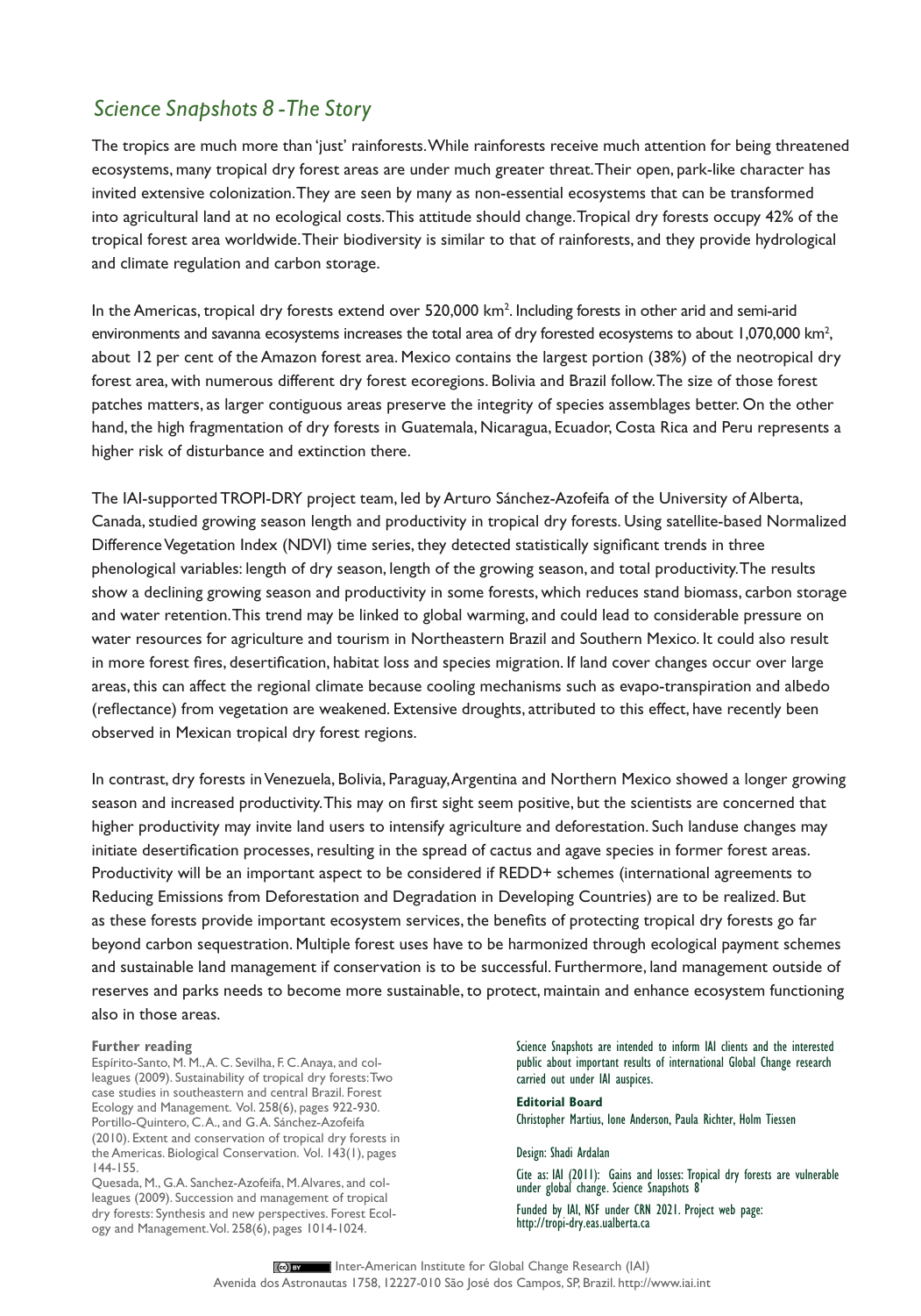## *Science Snapshots 8 -The Story*

The tropics are much more than 'just' rainforests. While rainforests receive much attention for being threatened ecosystems, many tropical dry forest areas are under much greater threat. Their open, park-like character has invited extensive colonization. They are seen by many as non-essential ecosystems that can be transformed into agricultural land at no ecological costs. This attitude should change. Tropical dry forests occupy 42% of the tropical forest area worldwide. Their biodiversity is similar to that of rainforests, and they provide hydrological and climate regulation and carbon storage.

In the Americas, tropical dry forests extend over 520,000 $km^2$. Including forests in other arid and semi-arid environments and savanna ecosystems increases the total area of dry forested ecosystems to about 1,070,000 $km^2$, about 12 per cent of the Amazon forest area. Mexico contains the largest portion (38%) of the neotropical dry forest area, with numerous different dry forest ecoregions. Bolivia and Brazil follow. The size of those forest patches matters, as larger contiguous areas preserve the integrity of species assemblages better. On the other hand, the high fragmentation of dry forests in Guatemala, Nicaragua, Ecuador, Costa Rica and Peru represents a higher risk of disturbance and extinction there.

The IAI-supported TROPI-DRY project team, led by Arturo Sánchez-Azofeifa of the University of Alberta, Canada, studied growing season length and productivity in tropical dry forests. Using satellite-based Normalized Difference Vegetation Index (NDVI) time series, they detected statistically significant trends in three phenological variables: length of dry season, length of the growing season, and total productivity. The results show a declining growing season and productivity in some forests, which reduces stand biomass, carbon storage and water retention. This trend may be linked to global warming, and could lead to considerable pressure on water resources for agriculture and tourism in Northeastern Brazil and Southern Mexico. It could also result in more forest fires, desertification, habitat loss and species migration. If land cover changes occur over large areas, this can affect the regional climate because cooling mechanisms such as evapo-transpiration and albedo (reflectance) from vegetation are weakened. Extensive droughts, attributed to this effect, have recently been observed in Mexican tropical dry forest regions.

In contrast, dry forests in Venezuela, Bolivia, Paraguay, Argentina and Northern Mexico showed a longer growing season and increased productivity. This may on first sight seem positive, but the scientists are concerned that higher productivity may invite land users to intensify agriculture and deforestation. Such landuse changes may initiate desertification processes, resulting in the spread of cactus and agave species in former forest areas. Productivity will be an important aspect to be considered if REDD+ schemes (international agreements to Reducing Emissions from Deforestation and Degradation in Developing Countries) are to be realized. But as these forests provide important ecosystem services, the benefits of protecting tropical dry forests go far beyond carbon sequestration. Multiple forest uses have to be harmonized through ecological payment schemes and sustainable land management if conservation is to be successful. Furthermore, land management outside of reserves and parks needs to become more sustainable, to protect, maintain and enhance ecosystem functioning also in those areas.

**Further reading**

Espírito-Santo, M. M., A. C. Sevilha, F. C. Anaya, and colleagues (2009). Sustainability of tropical dry forests: Two case studies in southeastern and central Brazil. Forest Ecology and Management. Vol. 258(6), pages 922-930.

Portillo-Quintero, C. A., and G. A. Sánchez-Azofeifa (2010). Extent and conservation of tropical dry forests in the Americas. Biological Conservation. Vol. 143(1), pages 144-155.

Quesada, M., G.A. Sanchez-Azofeifa, M. Alvares, and colleagues (2009). Succession and management of tropical dry forests: Synthesis and new perspectives. Forest Ecology and Management. Vol. 258(6), pages 1014-1024.

Science Snapshots are intended to inform IAI clients and the interested public about important results of international Global Change research carried out under IAI auspices.

**Editorial Board**

Christopher Martius, Ione Anderson, Paula Richter, Holm Tiessen

Design: Shadi Ardalan

Cite as: IAI (2011): Gains and losses: Tropical dry forests are vulnerable under global change. Science Snapshots 8

Funded by IAI, NSF under CRN 2021. Project web page: http://tropi-dry.eas.ualberta.ca

Inter-American Institute for Global Change Research (IAI)
Avenida dos Astronautas 1758, 12227-010 São José dos Campos, SP, Brazil. http://www.iai.int